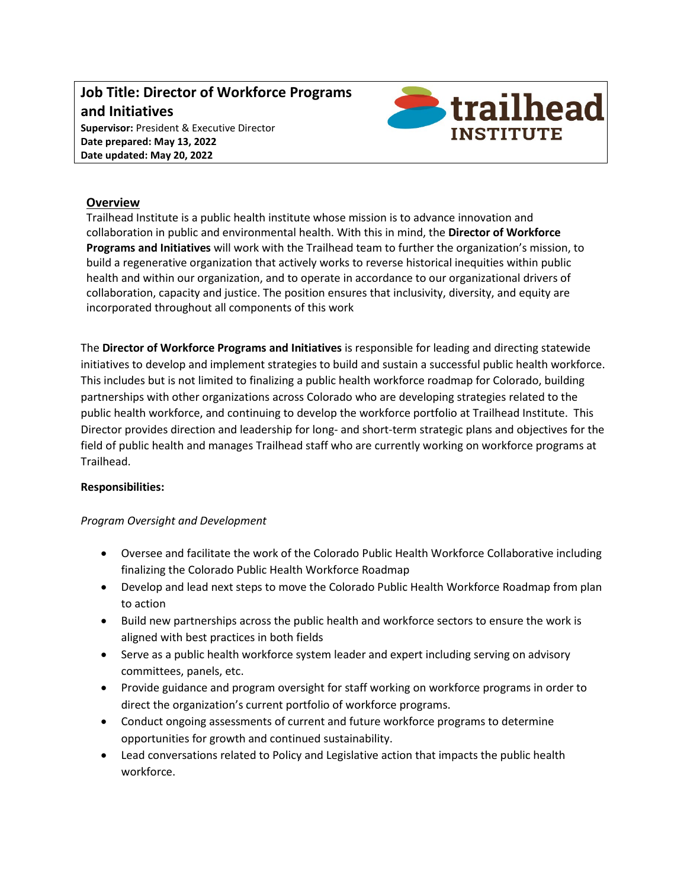# Job Title: Director of Workforce Programs and Initiatives

**Supervisor:** President & Executive Director
**Date prepared: May 13, 2022**
**Date updated: May 20, 2022**

trailhead INSTITUTE

## Overview

Trailhead Institute is a public health institute whose mission is to advance innovation and collaboration in public and environmental health. With this in mind, the **Director of Workforce Programs and Initiatives** will work with the Trailhead team to further the organization's mission, to build a regenerative organization that actively works to reverse historical inequities within public health and within our organization, and to operate in accordance to our organizational drivers of collaboration, capacity and justice. The position ensures that inclusivity, diversity, and equity are incorporated throughout all components of this work

The **Director of Workforce Programs and Initiatives** is responsible for leading and directing statewide initiatives to develop and implement strategies to build and sustain a successful public health workforce. This includes but is not limited to finalizing a public health workforce roadmap for Colorado, building partnerships with other organizations across Colorado who are developing strategies related to the public health workforce, and continuing to develop the workforce portfolio at Trailhead Institute. This Director provides direction and leadership for long- and short-term strategic plans and objectives for the field of public health and manages Trailhead staff who are currently working on workforce programs at Trailhead.

**Responsibilities:**

*Program Oversight and Development*

- Oversee and facilitate the work of the Colorado Public Health Workforce Collaborative including finalizing the Colorado Public Health Workforce Roadmap
- Develop and lead next steps to move the Colorado Public Health Workforce Roadmap from plan to action
- Build new partnerships across the public health and workforce sectors to ensure the work is aligned with best practices in both fields
- Serve as a public health workforce system leader and expert including serving on advisory committees, panels, etc.
- Provide guidance and program oversight for staff working on workforce programs in order to direct the organization's current portfolio of workforce programs.
- Conduct ongoing assessments of current and future workforce programs to determine opportunities for growth and continued sustainability.
- Lead conversations related to Policy and Legislative action that impacts the public health workforce.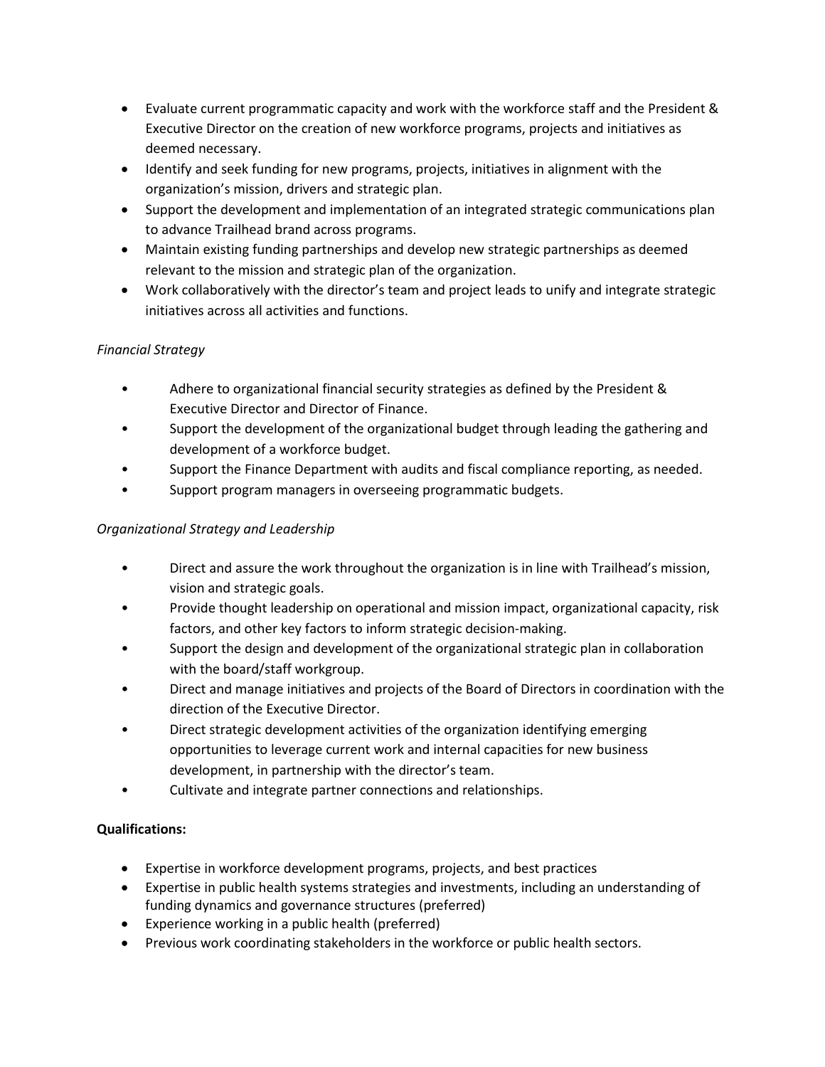- Evaluate current programmatic capacity and work with the workforce staff and the President & Executive Director on the creation of new workforce programs, projects and initiatives as deemed necessary.
- Identify and seek funding for new programs, projects, initiatives in alignment with the organization's mission, drivers and strategic plan.
- Support the development and implementation of an integrated strategic communications plan to advance Trailhead brand across programs.
- Maintain existing funding partnerships and develop new strategic partnerships as deemed relevant to the mission and strategic plan of the organization.
- Work collaboratively with the director's team and project leads to unify and integrate strategic initiatives across all activities and functions.

*Financial Strategy*

- Adhere to organizational financial security strategies as defined by the President & Executive Director and Director of Finance.
- Support the development of the organizational budget through leading the gathering and development of a workforce budget.
- Support the Finance Department with audits and fiscal compliance reporting, as needed.
- Support program managers in overseeing programmatic budgets.

*Organizational Strategy and Leadership*

- Direct and assure the work throughout the organization is in line with Trailhead's mission, vision and strategic goals.
- Provide thought leadership on operational and mission impact, organizational capacity, risk factors, and other key factors to inform strategic decision-making.
- Support the design and development of the organizational strategic plan in collaboration with the board/staff workgroup.
- Direct and manage initiatives and projects of the Board of Directors in coordination with the direction of the Executive Director.
- Direct strategic development activities of the organization identifying emerging opportunities to leverage current work and internal capacities for new business development, in partnership with the director's team.
- Cultivate and integrate partner connections and relationships.

**Qualifications:**

- Expertise in workforce development programs, projects, and best practices
- Expertise in public health systems strategies and investments, including an understanding of funding dynamics and governance structures (preferred)
- Experience working in a public health (preferred)
- Previous work coordinating stakeholders in the workforce or public health sectors.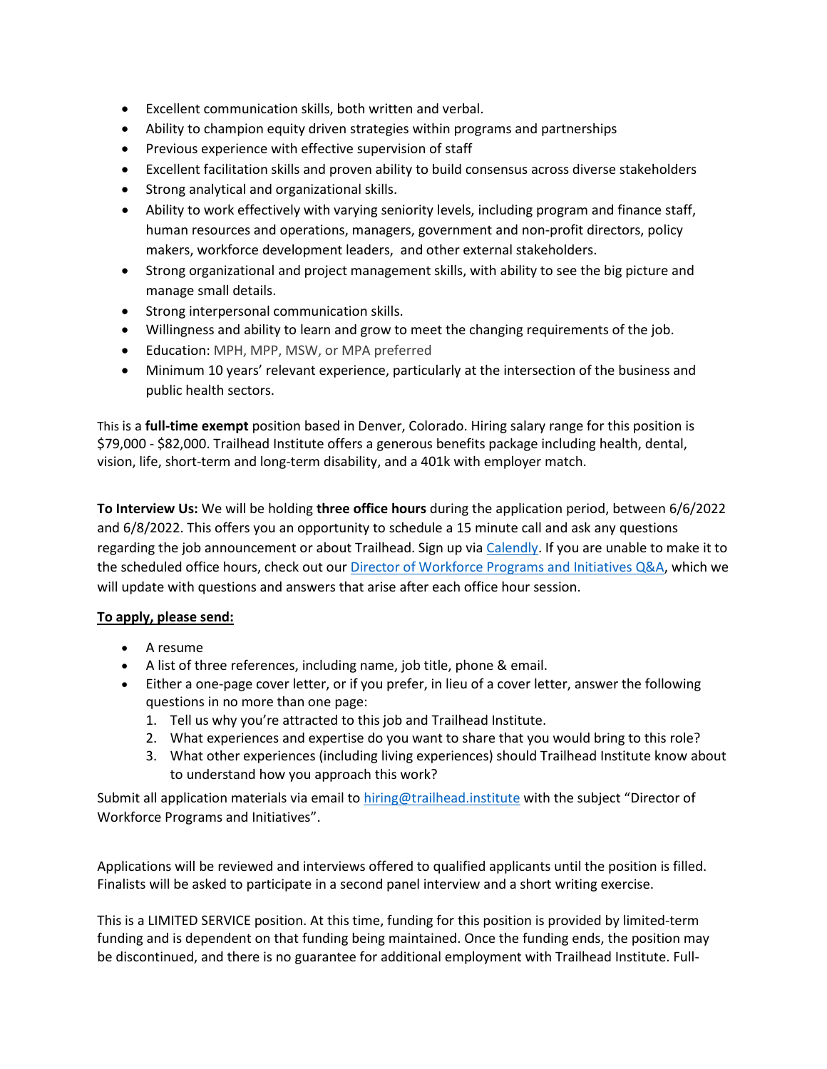- Excellent communication skills, both written and verbal.
- Ability to champion equity driven strategies within programs and partnerships
- Previous experience with effective supervision of staff
- Excellent facilitation skills and proven ability to build consensus across diverse stakeholders
- Strong analytical and organizational skills.
- Ability to work effectively with varying seniority levels, including program and finance staff, human resources and operations, managers, government and non-profit directors, policy makers, workforce development leaders, and other external stakeholders.
- Strong organizational and project management skills, with ability to see the big picture and manage small details.
- Strong interpersonal communication skills.
- Willingness and ability to learn and grow to meet the changing requirements of the job.
- Education: MPH, MPP, MSW, or MPA preferred
- Minimum 10 years' relevant experience, particularly at the intersection of the business and public health sectors.

This is a **full-time exempt** position based in Denver, Colorado. Hiring salary range for this position is $79,000 - $82,000. Trailhead Institute offers a generous benefits package including health, dental, vision, life, short-term and long-term disability, and a 401k with employer match.

**To Interview Us:** We will be holding **three office hours** during the application period, between 6/6/2022 and 6/8/2022. This offers you an opportunity to schedule a 15 minute call and ask any questions regarding the job announcement or about Trailhead. Sign up via [Calendly](). If you are unable to make it to the scheduled office hours, check out our [Director of Workforce Programs and Initiatives Q&A](), which we will update with questions and answers that arise after each office hour session.

**To apply, please send:**

- A resume
- A list of three references, including name, job title, phone & email.
- Either a one-page cover letter, or if you prefer, in lieu of a cover letter, answer the following questions in no more than one page:
  1. Tell us why you're attracted to this job and Trailhead Institute.
  2. What experiences and expertise do you want to share that you would bring to this role?
  3. What other experiences (including living experiences) should Trailhead Institute know about to understand how you approach this work?

Submit all application materials via email to hiring@trailhead.institute with the subject "Director of Workforce Programs and Initiatives".

Applications will be reviewed and interviews offered to qualified applicants until the position is filled. Finalists will be asked to participate in a second panel interview and a short writing exercise.

This is a LIMITED SERVICE position. At this time, funding for this position is provided by limited-term funding and is dependent on that funding being maintained. Once the funding ends, the position may be discontinued, and there is no guarantee for additional employment with Trailhead Institute. Full-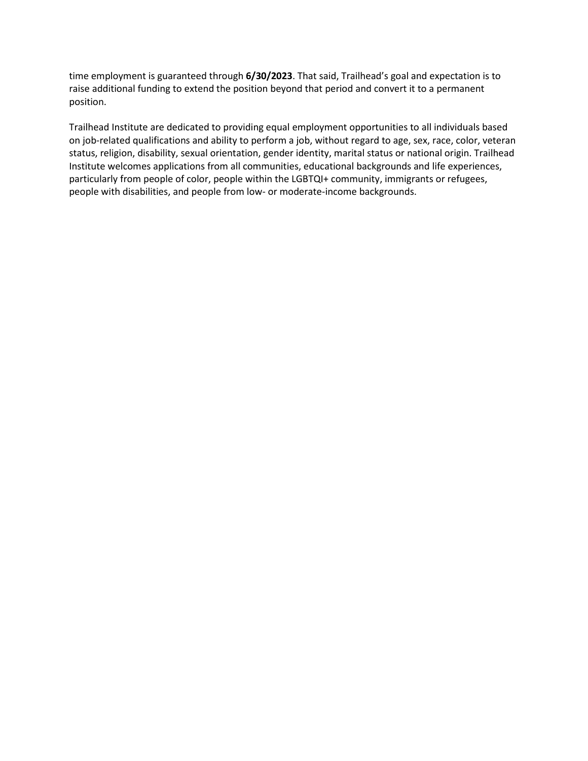time employment is guaranteed through **6/30/2023**. That said, Trailhead's goal and expectation is to raise additional funding to extend the position beyond that period and convert it to a permanent position.

Trailhead Institute are dedicated to providing equal employment opportunities to all individuals based on job-related qualifications and ability to perform a job, without regard to age, sex, race, color, veteran status, religion, disability, sexual orientation, gender identity, marital status or national origin. Trailhead Institute welcomes applications from all communities, educational backgrounds and life experiences, particularly from people of color, people within the LGBTQI+ community, immigrants or refugees, people with disabilities, and people from low- or moderate-income backgrounds.